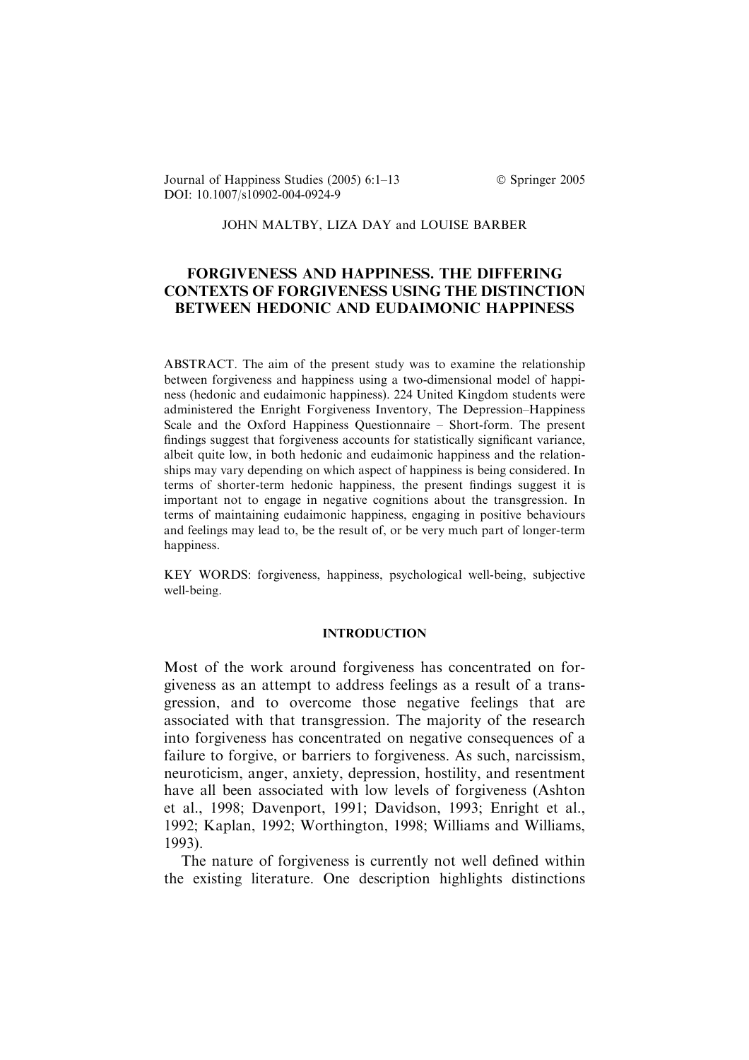JOHN MALTBY, LIZA DAY and LOUISE BARBER

# FORGIVENESS AND HAPPINESS. THE DIFFERING CONTEXTS OF FORGIVENESS USING THE DISTINCTION BETWEEN HEDONIC AND EUDAIMONIC HAPPINESS

ABSTRACT. The aim of the present study was to examine the relationship between forgiveness and happiness using a two-dimensional model of happiness (hedonic and eudaimonic happiness). 224 United Kingdom students were administered the Enright Forgiveness Inventory, The Depression–Happiness Scale and the Oxford Happiness Questionnaire – Short-form. The present findings suggest that forgiveness accounts for statistically significant variance, albeit quite low, in both hedonic and eudaimonic happiness and the relationships may vary depending on which aspect of happiness is being considered. In terms of shorter-term hedonic happiness, the present findings suggest it is important not to engage in negative cognitions about the transgression. In terms of maintaining eudaimonic happiness, engaging in positive behaviours and feelings may lead to, be the result of, or be very much part of longer-term happiness.

KEY WORDS: forgiveness, happiness, psychological well-being, subjective well-being.

## INTRODUCTION

Most of the work around forgiveness has concentrated on forgiveness as an attempt to address feelings as a result of a transgression, and to overcome those negative feelings that are associated with that transgression. The majority of the research into forgiveness has concentrated on negative consequences of a failure to forgive, or barriers to forgiveness. As such, narcissism, neuroticism, anger, anxiety, depression, hostility, and resentment have all been associated with low levels of forgiveness (Ashton et al., 1998; Davenport, 1991; Davidson, 1993; Enright et al., 1992; Kaplan, 1992; Worthington, 1998; Williams and Williams, 1993).

The nature of forgiveness is currently not well defined within the existing literature. One description highlights distinctions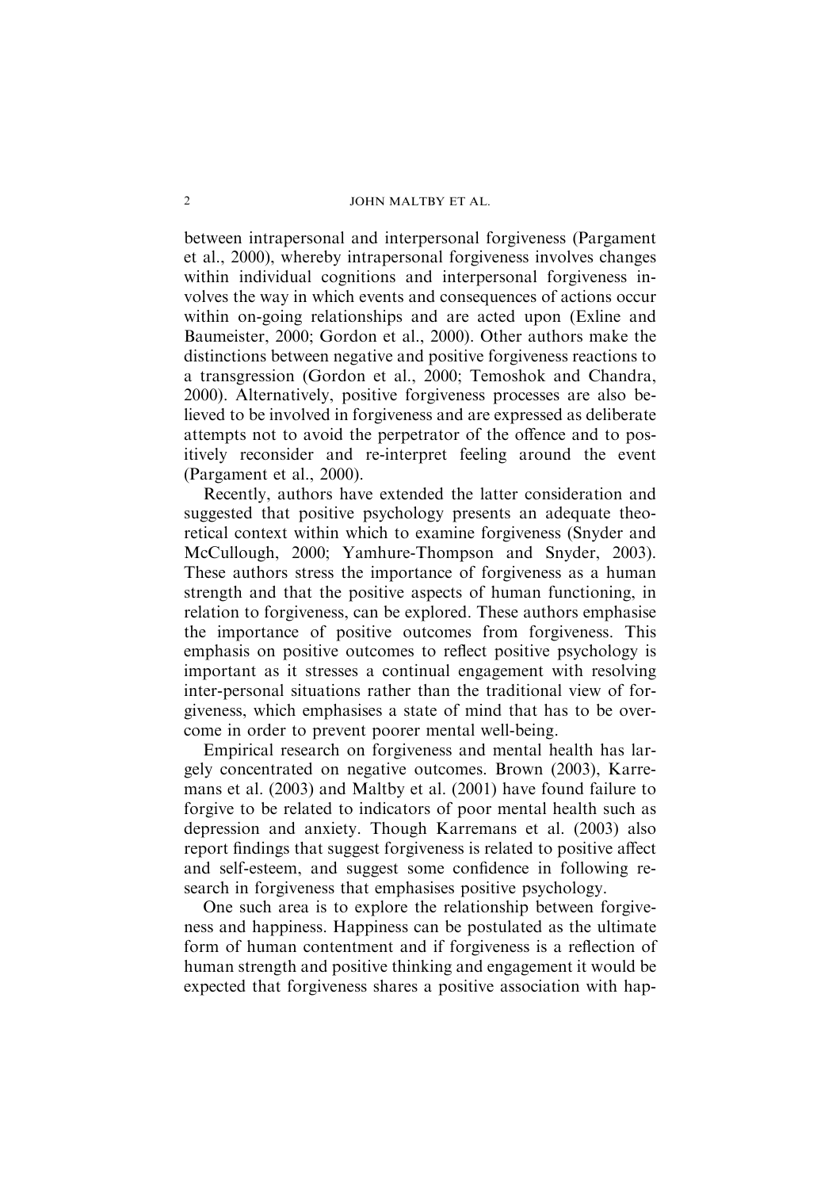between intrapersonal and interpersonal forgiveness (Pargament et al., 2000), whereby intrapersonal forgiveness involves changes within individual cognitions and interpersonal forgiveness involves the way in which events and consequences of actions occur within on-going relationships and are acted upon (Exline and Baumeister, 2000; Gordon et al., 2000). Other authors make the distinctions between negative and positive forgiveness reactions to a transgression (Gordon et al., 2000; Temoshok and Chandra, 2000). Alternatively, positive forgiveness processes are also believed to be involved in forgiveness and are expressed as deliberate attempts not to avoid the perpetrator of the offence and to positively reconsider and re-interpret feeling around the event (Pargament et al., 2000).

Recently, authors have extended the latter consideration and suggested that positive psychology presents an adequate theoretical context within which to examine forgiveness (Snyder and McCullough, 2000; Yamhure-Thompson and Snyder, 2003). These authors stress the importance of forgiveness as a human strength and that the positive aspects of human functioning, in relation to forgiveness, can be explored. These authors emphasise the importance of positive outcomes from forgiveness. This emphasis on positive outcomes to reflect positive psychology is important as it stresses a continual engagement with resolving inter-personal situations rather than the traditional view of forgiveness, which emphasises a state of mind that has to be overcome in order to prevent poorer mental well-being.

Empirical research on forgiveness and mental health has largely concentrated on negative outcomes. Brown (2003), Karremans et al. (2003) and Maltby et al. (2001) have found failure to forgive to be related to indicators of poor mental health such as depression and anxiety. Though Karremans et al. (2003) also report findings that suggest forgiveness is related to positive affect and self-esteem, and suggest some confidence in following research in forgiveness that emphasises positive psychology.

One such area is to explore the relationship between forgiveness and happiness. Happiness can be postulated as the ultimate form of human contentment and if forgiveness is a reflection of human strength and positive thinking and engagement it would be expected that forgiveness shares a positive association with hap-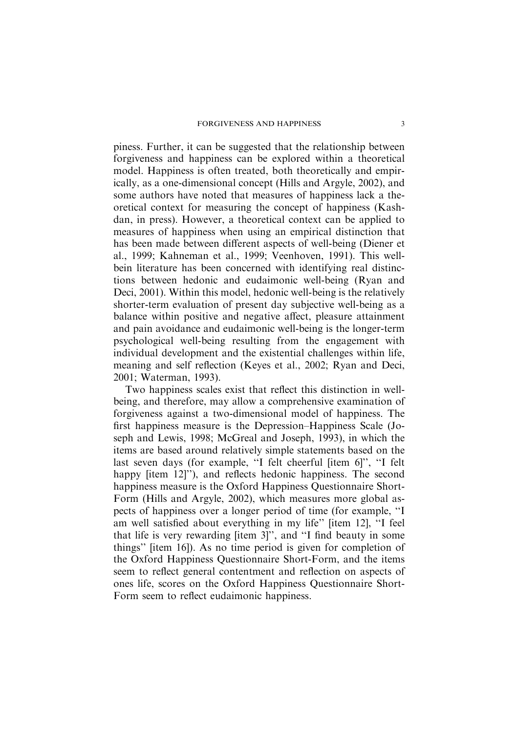piness. Further, it can be suggested that the relationship between forgiveness and happiness can be explored within a theoretical model. Happiness is often treated, both theoretically and empirically, as a one-dimensional concept (Hills and Argyle, 2002), and some authors have noted that measures of happiness lack a theoretical context for measuring the concept of happiness (Kashdan, in press). However, a theoretical context can be applied to measures of happiness when using an empirical distinction that has been made between different aspects of well-being (Diener et al., 1999; Kahneman et al., 1999; Veenhoven, 1991). This wellbein literature has been concerned with identifying real distinctions between hedonic and eudaimonic well-being (Ryan and Deci, 2001). Within this model, hedonic well-being is the relatively shorter-term evaluation of present day subjective well-being as a balance within positive and negative affect, pleasure attainment and pain avoidance and eudaimonic well-being is the longer-term psychological well-being resulting from the engagement with individual development and the existential challenges within life, meaning and self reflection (Keyes et al., 2002; Ryan and Deci, 2001; Waterman, 1993).

Two happiness scales exist that reflect this distinction in well-being, and therefore, may allow a comprehensive examination of forgiveness against a two-dimensional model of happiness. The first happiness measure is the Depression–Happiness Scale (Joseph and Lewis, 1998; McGreal and Joseph, 1993), in which the items are based around relatively simple statements based on the last seven days (for example, "I felt cheerful [item 6]", "I felt happy [item 12]"), and reflects hedonic happiness. The second happiness measure is the Oxford Happiness Questionnaire Short-Form (Hills and Argyle, 2002), which measures more global aspects of happiness over a longer period of time (for example, "I am well satisfied about everything in my life" [item 12], "I feel that life is very rewarding [item 3]", and "I find beauty in some things" [item 16]). As no time period is given for completion of the Oxford Happiness Questionnaire Short-Form, and the items seem to reflect general contentment and reflection on aspects of ones life, scores on the Oxford Happiness Questionnaire Short-Form seem to reflect eudaimonic happiness.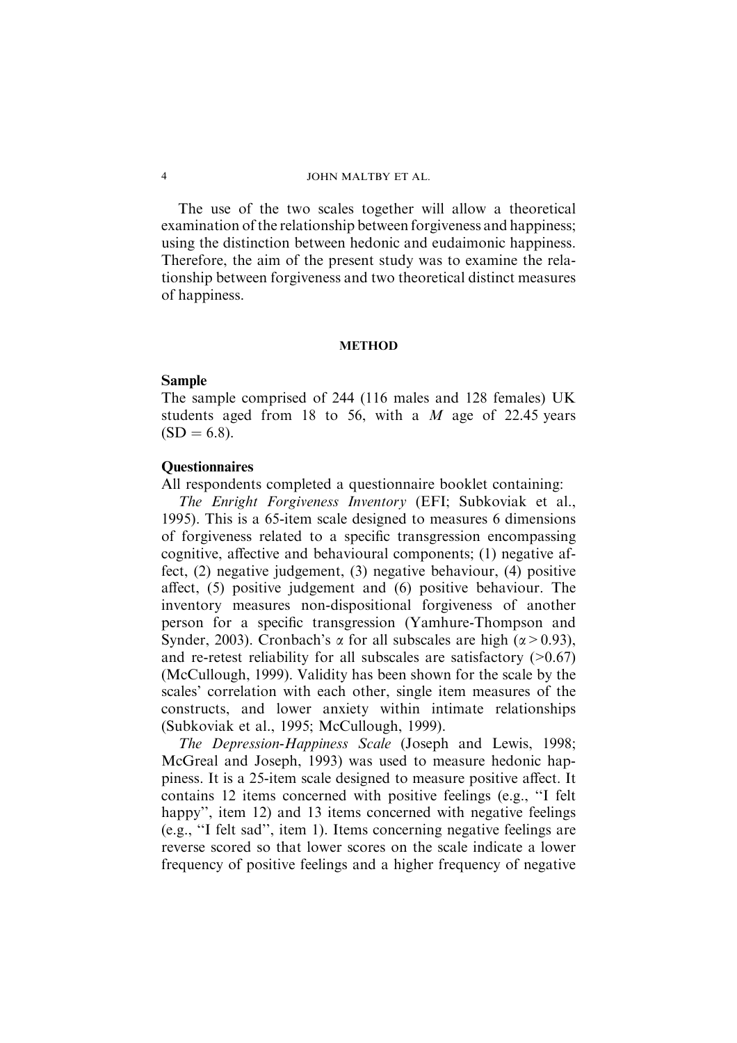The use of the two scales together will allow a theoretical examination of the relationship between forgiveness and happiness; using the distinction between hedonic and eudaimonic happiness. Therefore, the aim of the present study was to examine the relationship between forgiveness and two theoretical distinct measures of happiness.

## METHOD

### Sample

The sample comprised of 244 (116 males and 128 females) UK students aged from 18 to 56, with a *M* age of 22.45 years (SD = 6.8).

### Questionnaires

All respondents completed a questionnaire booklet containing:

*The Enright Forgiveness Inventory* (EFI; Subkoviak et al., 1995). This is a 65-item scale designed to measures 6 dimensions of forgiveness related to a specific transgression encompassing cognitive, affective and behavioural components; (1) negative affect, (2) negative judgement, (3) negative behaviour, (4) positive affect, (5) positive judgement and (6) positive behaviour. The inventory measures non-dispositional forgiveness of another person for a specific transgression (Yamhure-Thompson and Synder, 2003). Cronbach's $\alpha$ for all subscales are high ($\alpha > 0.93$), and re-retest reliability for all subscales are satisfactory ($>0.67$) (McCullough, 1999). Validity has been shown for the scale by the scales' correlation with each other, single item measures of the constructs, and lower anxiety within intimate relationships (Subkoviak et al., 1995; McCullough, 1999).

*The Depression-Happiness Scale* (Joseph and Lewis, 1998; McGreal and Joseph, 1993) was used to measure hedonic happiness. It is a 25-item scale designed to measure positive affect. It contains 12 items concerned with positive feelings (e.g., "I felt happy", item 12) and 13 items concerned with negative feelings (e.g., "I felt sad", item 1). Items concerning negative feelings are reverse scored so that lower scores on the scale indicate a lower frequency of positive feelings and a higher frequency of negative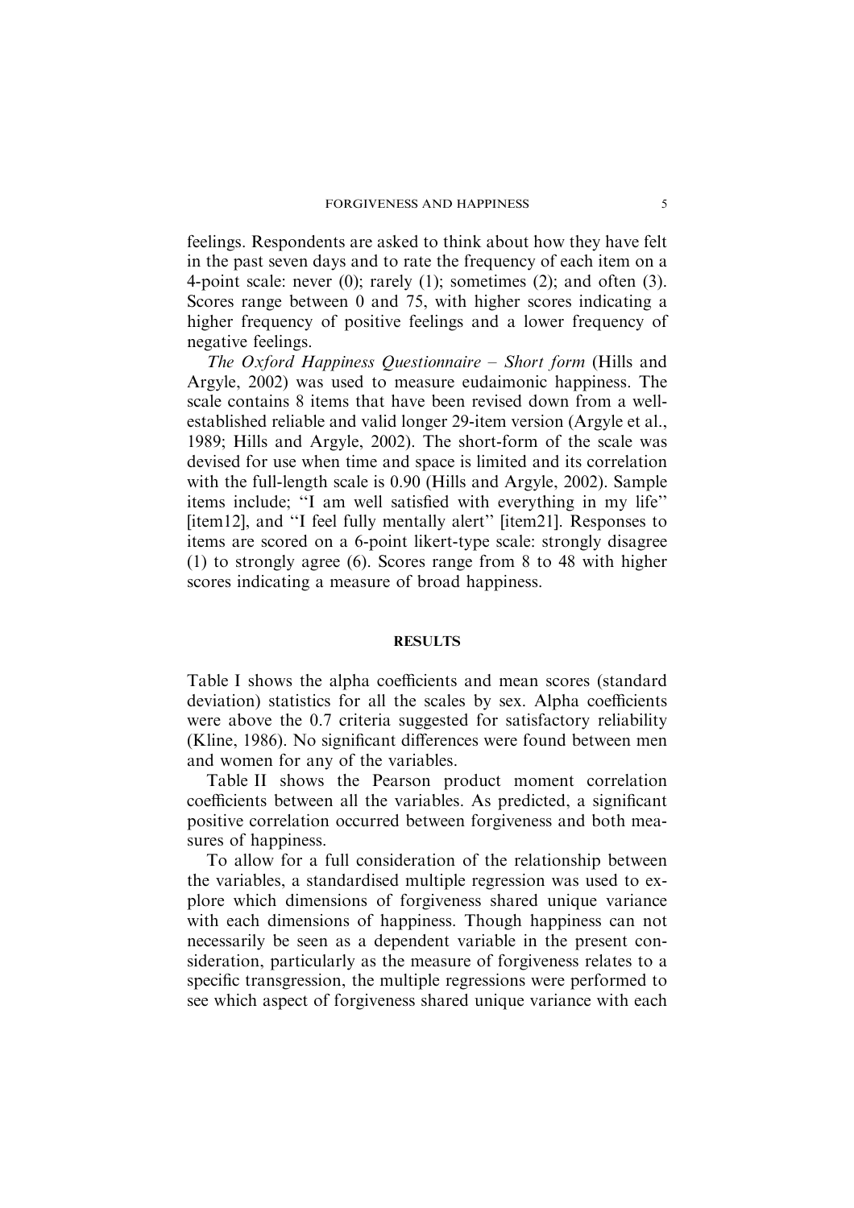feelings. Respondents are asked to think about how they have felt in the past seven days and to rate the frequency of each item on a 4-point scale: never (0); rarely (1); sometimes (2); and often (3). Scores range between 0 and 75, with higher scores indicating a higher frequency of positive feelings and a lower frequency of negative feelings.

*The Oxford Happiness Questionnaire – Short form* (Hills and Argyle, 2002) was used to measure eudaimonic happiness. The scale contains 8 items that have been revised down from a well-established reliable and valid longer 29-item version (Argyle et al., 1989; Hills and Argyle, 2002). The short-form of the scale was devised for use when time and space is limited and its correlation with the full-length scale is 0.90 (Hills and Argyle, 2002). Sample items include; "I am well satisfied with everything in my life" [item12], and "I feel fully mentally alert" [item21]. Responses to items are scored on a 6-point likert-type scale: strongly disagree (1) to strongly agree (6). Scores range from 8 to 48 with higher scores indicating a measure of broad happiness.

## RESULTS

Table I shows the alpha coefficients and mean scores (standard deviation) statistics for all the scales by sex. Alpha coefficients were above the 0.7 criteria suggested for satisfactory reliability (Kline, 1986). No significant differences were found between men and women for any of the variables.

Table II shows the Pearson product moment correlation coefficients between all the variables. As predicted, a significant positive correlation occurred between forgiveness and both measures of happiness.

To allow for a full consideration of the relationship between the variables, a standardised multiple regression was used to explore which dimensions of forgiveness shared unique variance with each dimensions of happiness. Though happiness can not necessarily be seen as a dependent variable in the present consideration, particularly as the measure of forgiveness relates to a specific transgression, the multiple regressions were performed to see which aspect of forgiveness shared unique variance with each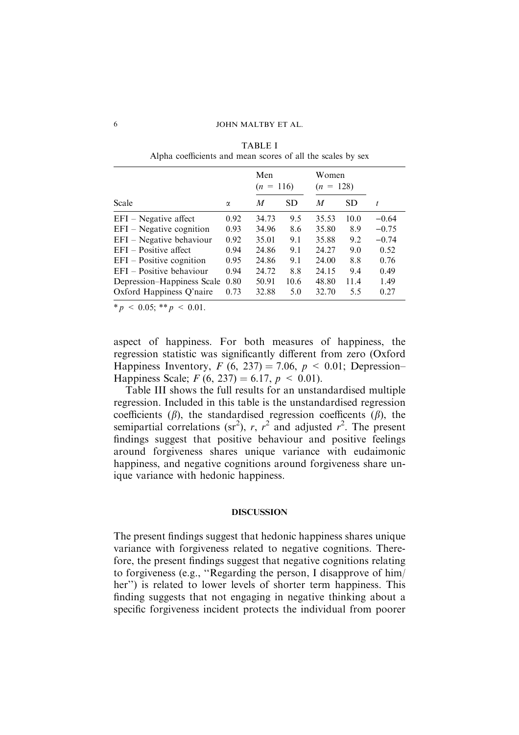TABLE I
Alpha coefficients and mean scores of all the scales by sex

| Scale | α | Men ($n$ = 116) | | Women ($n$ = 128) | | |
|---|---|---|---|---|---|---|
| | | $M$ | SD | $M$ | SD | $t$ |
| EFI – Negative affect | 0.92 | 34.73 | 9.5 | 35.53 | 10.0 | −0.64 |
| EFI – Negative cognition | 0.93 | 34.96 | 8.6 | 35.80 | 8.9 | −0.75 |
| EFI – Negative behaviour | 0.92 | 35.01 | 9.1 | 35.88 | 9.2 | −0.74 |
| EFI – Positive affect | 0.94 | 24.86 | 9.1 | 24.27 | 9.0 | 0.52 |
| EFI – Positive cognition | 0.95 | 24.86 | 9.1 | 24.00 | 8.8 | 0.76 |
| EFI – Positive behaviour | 0.94 | 24.72 | 8.8 | 24.15 | 9.4 | 0.49 |
| Depression–Happiness Scale | 0.80 | 50.91 | 10.6 | 48.80 | 11.4 | 1.49 |
| Oxford Happiness Q'naire | 0.73 | 32.88 | 5.0 | 32.70 | 5.5 | 0.27 |

*$p < 0.05$; **$p < 0.01$.

aspect of happiness. For both measures of happiness, the regression statistic was significantly different from zero (Oxford Happiness Inventory, $F$ (6, 237) = 7.06, $p < 0.01$; Depression–Happiness Scale; $F$ (6, 237) = 6.17, $p < 0.01$).

Table III shows the full results for an unstandardised multiple regression. Included in this table is the unstandardised regression coefficients ($\beta$), the standardised regression coefficents ($\beta$), the semipartial correlations ($sr^2$), $r$, $r^2$ and adjusted $r^2$. The present findings suggest that positive behaviour and positive feelings around forgiveness shares unique variance with eudaimonic happiness, and negative cognitions around forgiveness share unique variance with hedonic happiness.

## DISCUSSION

The present findings suggest that hedonic happiness shares unique variance with forgiveness related to negative cognitions. Therefore, the present findings suggest that negative cognitions relating to forgiveness (e.g., "Regarding the person, I disapprove of him/her") is related to lower levels of shorter term happiness. This finding suggests that not engaging in negative thinking about a specific forgiveness incident protects the individual from poorer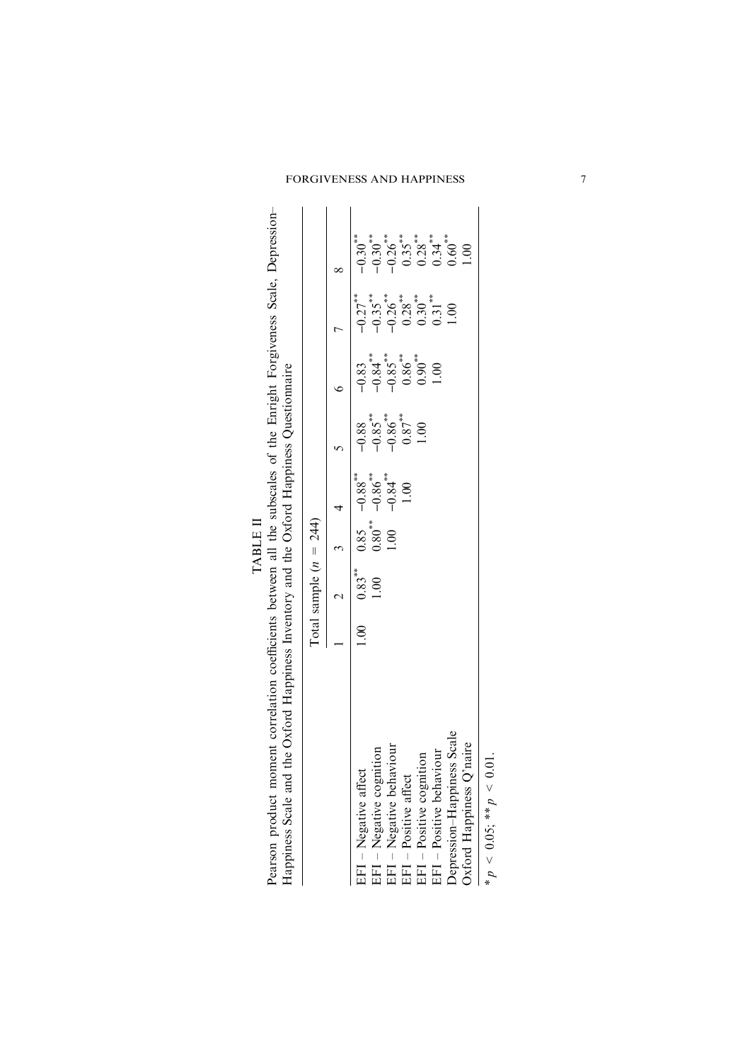TABLE II

Pearson product moment correlation coefficients between all the subscales of the Enright Forgiveness Scale, Depression–Happiness Scale and the Oxford Happiness Inventory and the Oxford Happiness Questionnaire

| | Total sample ($n = 244$) | | | | | | | |
|---|---|---|---|---|---|---|---|---|
| | 1 | 2 | 3 | 4 | 5 | 6 | 7 | 8 |
| EFI – Negative affect | 1.00 | 0.83** | 0.85 | −0.88** | −0.88 | −0.83 | −0.27** | −0.30** |
| EFI – Negative cognition | | 1.00 | 0.80** | −0.86** | −0.85** | −0.84** | −0.35** | −0.30** |
| EFI – Negative behaviour | | | 1.00 | −0.84** | −0.86** | −0.85** | −0.26** | −0.26** |
| EFI – Positive affect | | | | 1.00 | 0.87** | 0.86** | 0.28** | 0.35** |
| EFI – Positive cognition | | | | | 1.00 | 0.90** | 0.30** | 0.28** |
| EFI – Positive behaviour | | | | | | 1.00 | 0.31** | 0.34** |
| Depression–Happiness Scale | | | | | | | 1.00 | 0.60** |
| Oxford Happiness Q'naire | | | | | | | | 1.00 |

* $p < 0.05$; ** $p < 0.01$.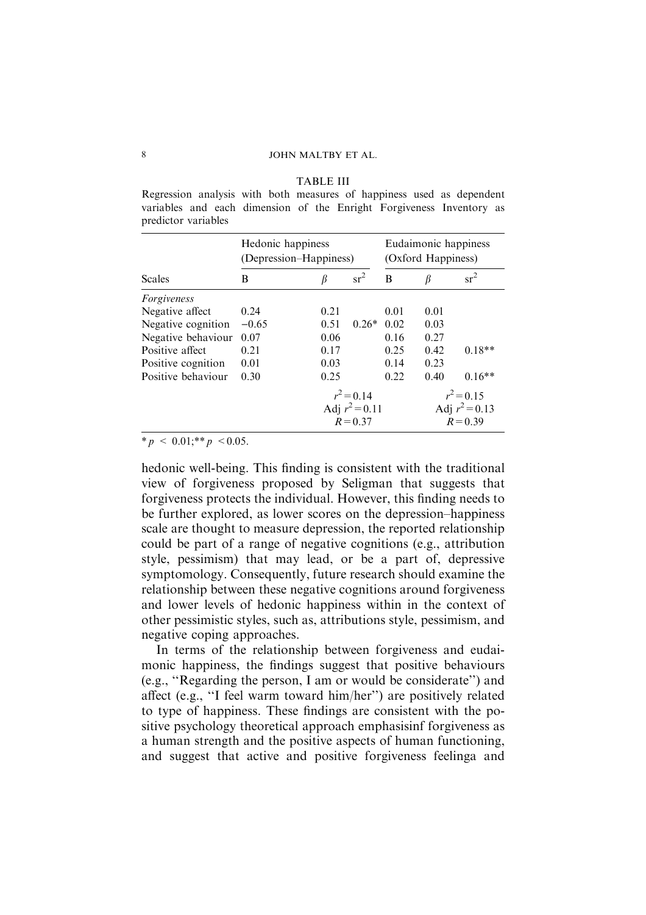TABLE III

Regression analysis with both measures of happiness used as dependent variables and each dimension of the Enright Forgiveness Inventory as predictor variables

| Scales | Hedonic happiness (Depression–Happiness) | | | Eudaimonic happiness (Oxford Happiness) | | |
|---|---|---|---|---|---|---|
| | B | $\beta$ | $sr^2$ | B | $\beta$ | $sr^2$ |
| *Forgiveness* | | | | | | |
| Negative affect | 0.24 | 0.21 | | 0.01 | 0.01 | |
| Negative cognition | −0.65 | 0.51 | 0.26* | 0.02 | 0.03 | |
| Negative behaviour | 0.07 | 0.06 | | 0.16 | 0.27 | |
| Positive affect | 0.21 | 0.17 | | 0.25 | 0.42 | 0.18** |
| Positive cognition | 0.01 | 0.03 | | 0.14 | 0.23 | |
| Positive behaviour | 0.30 | 0.25 | | 0.22 | 0.40 | 0.16** |
| | | $r^2 = 0.14$<br>Adj $r^2 = 0.11$<br>$R = 0.37$ | | | $r^2 = 0.15$<br>Adj $r^2 = 0.13$<br>$R = 0.39$ | |

$^{*}p < 0.01$; $^{**}p < 0.05$.

hedonic well-being. This finding is consistent with the traditional view of forgiveness proposed by Seligman that suggests that forgiveness protects the individual. However, this finding needs to be further explored, as lower scores on the depression–happiness scale are thought to measure depression, the reported relationship could be part of a range of negative cognitions (e.g., attribution style, pessimism) that may lead, or be a part of, depressive symptomology. Consequently, future research should examine the relationship between these negative cognitions around forgiveness and lower levels of hedonic happiness within in the context of other pessimistic styles, such as, attributions style, pessimism, and negative coping approaches.

In terms of the relationship between forgiveness and eudaimonic happiness, the findings suggest that positive behaviours (e.g., ''Regarding the person, I am or would be considerate'') and affect (e.g., ''I feel warm toward him/her'') are positively related to type of happiness. These findings are consistent with the positive psychology theoretical approach emphasisinf forgiveness as a human strength and the positive aspects of human functioning, and suggest that active and positive forgiveness feelinga and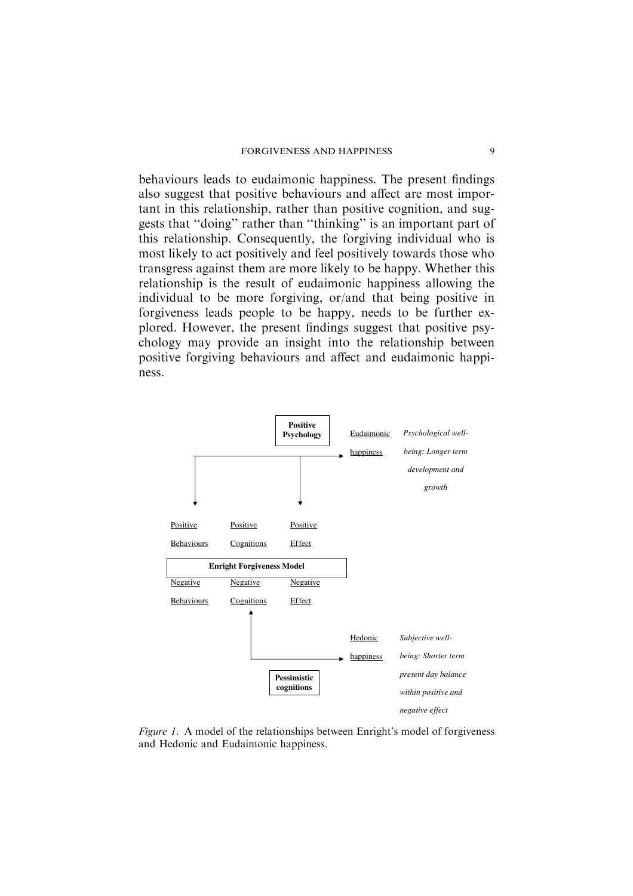behaviours leads to eudaimonic happiness. The present findings also suggest that positive behaviours and affect are most important in this relationship, rather than positive cognition, and suggests that "doing" rather than "thinking" is an important part of this relationship. Consequently, the forgiving individual who is most likely to act positively and feel positively towards those who transgress against them are more likely to be happy. Whether this relationship is the result of eudaimonic happiness allowing the individual to be more forgiving, or/and that being positive in forgiveness leads people to be happy, needs to be further explored. However, the present findings suggest that positive psychology may provide an insight into the relationship between positive forgiving behaviours and affect and eudaimonic happiness.

**Positive Psychology**

Eudaimonic happiness — *Psychological well-being: Longer term development and growth*

Positive Behaviours | Positive Cognitions | Positive Effect

**Enright Forgiveness Model**

Negative Behaviours | Negative Cognitions | Negative Effect

Hedonic happiness — *Subjective well-being: Shorter term present day balance within positive and negative effect*

**Pessimistic cognitions**

*Figure 1.* A model of the relationships between Enright's model of forgiveness and Hedonic and Eudaimonic happiness.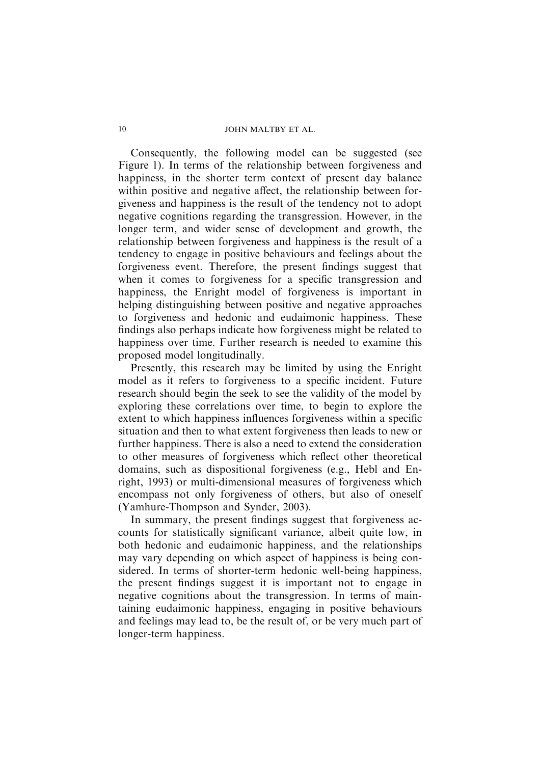Consequently, the following model can be suggested (see Figure 1). In terms of the relationship between forgiveness and happiness, in the shorter term context of present day balance within positive and negative affect, the relationship between forgiveness and happiness is the result of the tendency not to adopt negative cognitions regarding the transgression. However, in the longer term, and wider sense of development and growth, the relationship between forgiveness and happiness is the result of a tendency to engage in positive behaviours and feelings about the forgiveness event. Therefore, the present findings suggest that when it comes to forgiveness for a specific transgression and happiness, the Enright model of forgiveness is important in helping distinguishing between positive and negative approaches to forgiveness and hedonic and eudaimonic happiness. These findings also perhaps indicate how forgiveness might be related to happiness over time. Further research is needed to examine this proposed model longitudinally.

Presently, this research may be limited by using the Enright model as it refers to forgiveness to a specific incident. Future research should begin the seek to see the validity of the model by exploring these correlations over time, to begin to explore the extent to which happiness influences forgiveness within a specific situation and then to what extent forgiveness then leads to new or further happiness. There is also a need to extend the consideration to other measures of forgiveness which reflect other theoretical domains, such as dispositional forgiveness (e.g., Hebl and Enright, 1993) or multi-dimensional measures of forgiveness which encompass not only forgiveness of others, but also of oneself (Yamhure-Thompson and Synder, 2003).

In summary, the present findings suggest that forgiveness accounts for statistically significant variance, albeit quite low, in both hedonic and eudaimonic happiness, and the relationships may vary depending on which aspect of happiness is being considered. In terms of shorter-term hedonic well-being happiness, the present findings suggest it is important not to engage in negative cognitions about the transgression. In terms of maintaining eudaimonic happiness, engaging in positive behaviours and feelings may lead to, be the result of, or be very much part of longer-term happiness.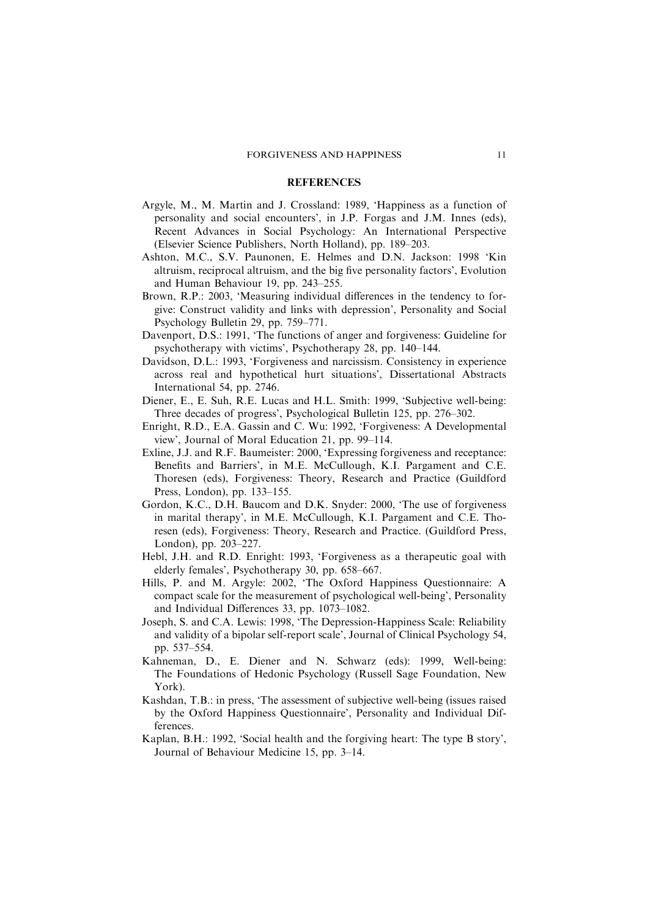## REFERENCES

Argyle, M., M. Martin and J. Crossland: 1989, 'Happiness as a function of personality and social encounters', in J.P. Forgas and J.M. Innes (eds), Recent Advances in Social Psychology: An International Perspective (Elsevier Science Publishers, North Holland), pp. 189–203.

Ashton, M.C., S.V. Paunonen, E. Helmes and D.N. Jackson: 1998 'Kin altruism, reciprocal altruism, and the big five personality factors', Evolution and Human Behaviour 19, pp. 243–255.

Brown, R.P.: 2003, 'Measuring individual differences in the tendency to forgive: Construct validity and links with depression', Personality and Social Psychology Bulletin 29, pp. 759–771.

Davenport, D.S.: 1991, 'The functions of anger and forgiveness: Guideline for psychotherapy with victims', Psychotherapy 28, pp. 140–144.

Davidson, D.L.: 1993, 'Forgiveness and narcissism. Consistency in experience across real and hypothetical hurt situations', Dissertational Abstracts International 54, pp. 2746.

Diener, E., E. Suh, R.E. Lucas and H.L. Smith: 1999, 'Subjective well-being: Three decades of progress', Psychological Bulletin 125, pp. 276–302.

Enright, R.D., E.A. Gassin and C. Wu: 1992, 'Forgiveness: A Developmental view', Journal of Moral Education 21, pp. 99–114.

Exline, J.J. and R.F. Baumeister: 2000, 'Expressing forgiveness and receptance: Benefits and Barriers', in M.E. McCullough, K.I. Pargament and C.E. Thoresen (eds), Forgiveness: Theory, Research and Practice (Guildford Press, London), pp. 133–155.

Gordon, K.C., D.H. Baucom and D.K. Snyder: 2000, 'The use of forgiveness in marital therapy', in M.E. McCullough, K.I. Pargament and C.E. Thoresen (eds), Forgiveness: Theory, Research and Practice. (Guildford Press, London), pp. 203–227.

Hebl, J.H. and R.D. Enright: 1993, 'Forgiveness as a therapeutic goal with elderly females', Psychotherapy 30, pp. 658–667.

Hills, P. and M. Argyle: 2002, 'The Oxford Happiness Questionnaire: A compact scale for the measurement of psychological well-being', Personality and Individual Differences 33, pp. 1073–1082.

Joseph, S. and C.A. Lewis: 1998, 'The Depression-Happiness Scale: Reliability and validity of a bipolar self-report scale', Journal of Clinical Psychology 54, pp. 537–554.

Kahneman, D., E. Diener and N. Schwarz (eds): 1999, Well-being: The Foundations of Hedonic Psychology (Russell Sage Foundation, New York).

Kashdan, T.B.: in press, 'The assessment of subjective well-being (issues raised by the Oxford Happiness Questionnaire', Personality and Individual Differences.

Kaplan, B.H.: 1992, 'Social health and the forgiving heart: The type B story', Journal of Behaviour Medicine 15, pp. 3–14.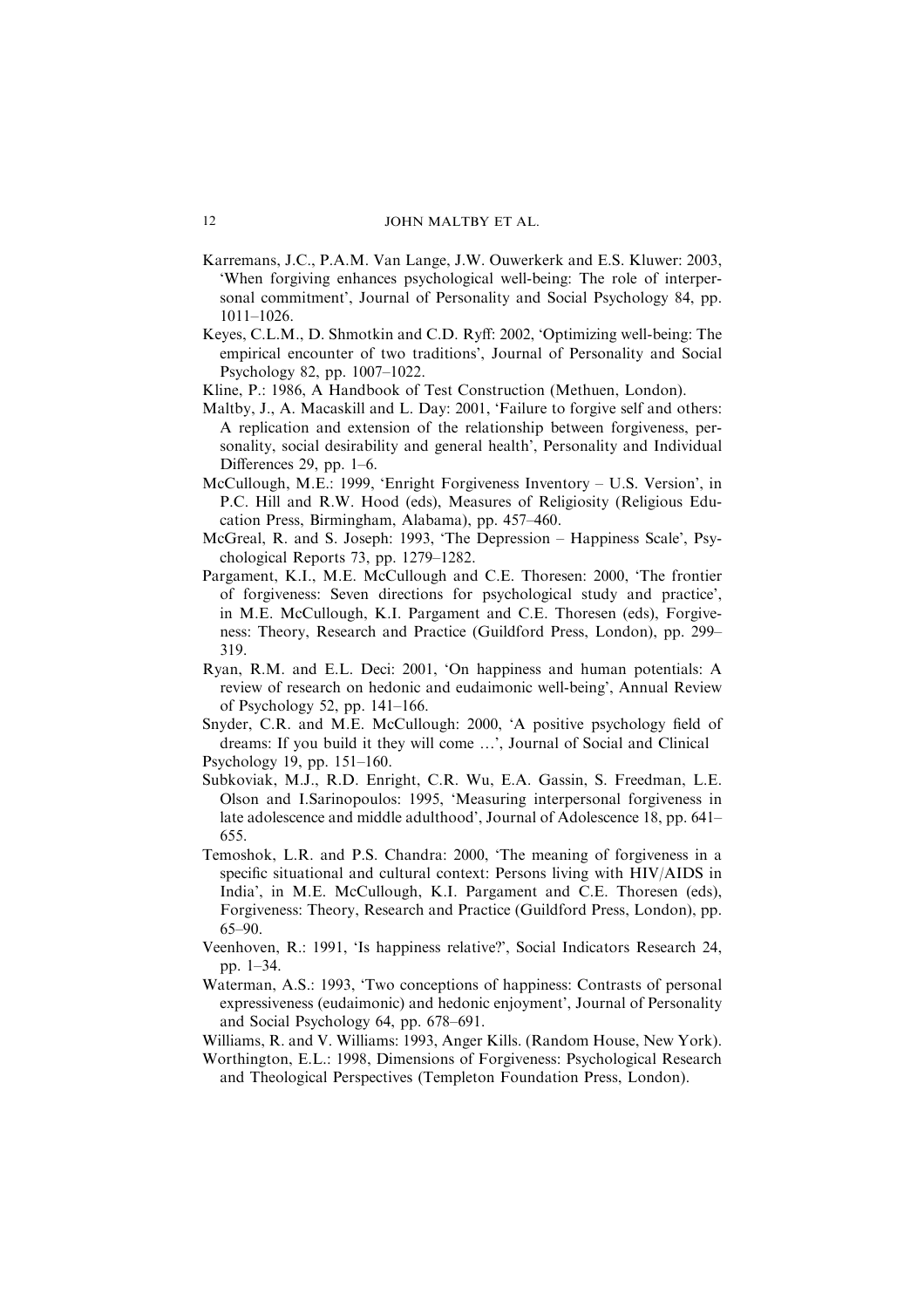Karremans, J.C., P.A.M. Van Lange, J.W. Ouwerkerk and E.S. Kluwer: 2003, 'When forgiving enhances psychological well-being: The role of interpersonal commitment', Journal of Personality and Social Psychology 84, pp. 1011–1026.

Keyes, C.L.M., D. Shmotkin and C.D. Ryff: 2002, 'Optimizing well-being: The empirical encounter of two traditions', Journal of Personality and Social Psychology 82, pp. 1007–1022.

Kline, P.: 1986, A Handbook of Test Construction (Methuen, London).

Maltby, J., A. Macaskill and L. Day: 2001, 'Failure to forgive self and others: A replication and extension of the relationship between forgiveness, personality, social desirability and general health', Personality and Individual Differences 29, pp. 1–6.

McCullough, M.E.: 1999, 'Enright Forgiveness Inventory – U.S. Version', in P.C. Hill and R.W. Hood (eds), Measures of Religiosity (Religious Education Press, Birmingham, Alabama), pp. 457–460.

McGreal, R. and S. Joseph: 1993, 'The Depression – Happiness Scale', Psychological Reports 73, pp. 1279–1282.

Pargament, K.I., M.E. McCullough and C.E. Thoresen: 2000, 'The frontier of forgiveness: Seven directions for psychological study and practice', in M.E. McCullough, K.I. Pargament and C.E. Thoresen (eds), Forgiveness: Theory, Research and Practice (Guildford Press, London), pp. 299–319.

Ryan, R.M. and E.L. Deci: 2001, 'On happiness and human potentials: A review of research on hedonic and eudaimonic well-being', Annual Review of Psychology 52, pp. 141–166.

Snyder, C.R. and M.E. McCullough: 2000, 'A positive psychology field of dreams: If you build it they will come …', Journal of Social and Clinical Psychology 19, pp. 151–160.

Subkoviak, M.J., R.D. Enright, C.R. Wu, E.A. Gassin, S. Freedman, L.E. Olson and I.Sarinopoulos: 1995, 'Measuring interpersonal forgiveness in late adolescence and middle adulthood', Journal of Adolescence 18, pp. 641–655.

Temoshok, L.R. and P.S. Chandra: 2000, 'The meaning of forgiveness in a specific situational and cultural context: Persons living with HIV/AIDS in India', in M.E. McCullough, K.I. Pargament and C.E. Thoresen (eds), Forgiveness: Theory, Research and Practice (Guildford Press, London), pp. 65–90.

Veenhoven, R.: 1991, 'Is happiness relative?', Social Indicators Research 24, pp. 1–34.

Waterman, A.S.: 1993, 'Two conceptions of happiness: Contrasts of personal expressiveness (eudaimonic) and hedonic enjoyment', Journal of Personality and Social Psychology 64, pp. 678–691.

Williams, R. and V. Williams: 1993, Anger Kills. (Random House, New York).

Worthington, E.L.: 1998, Dimensions of Forgiveness: Psychological Research and Theological Perspectives (Templeton Foundation Press, London).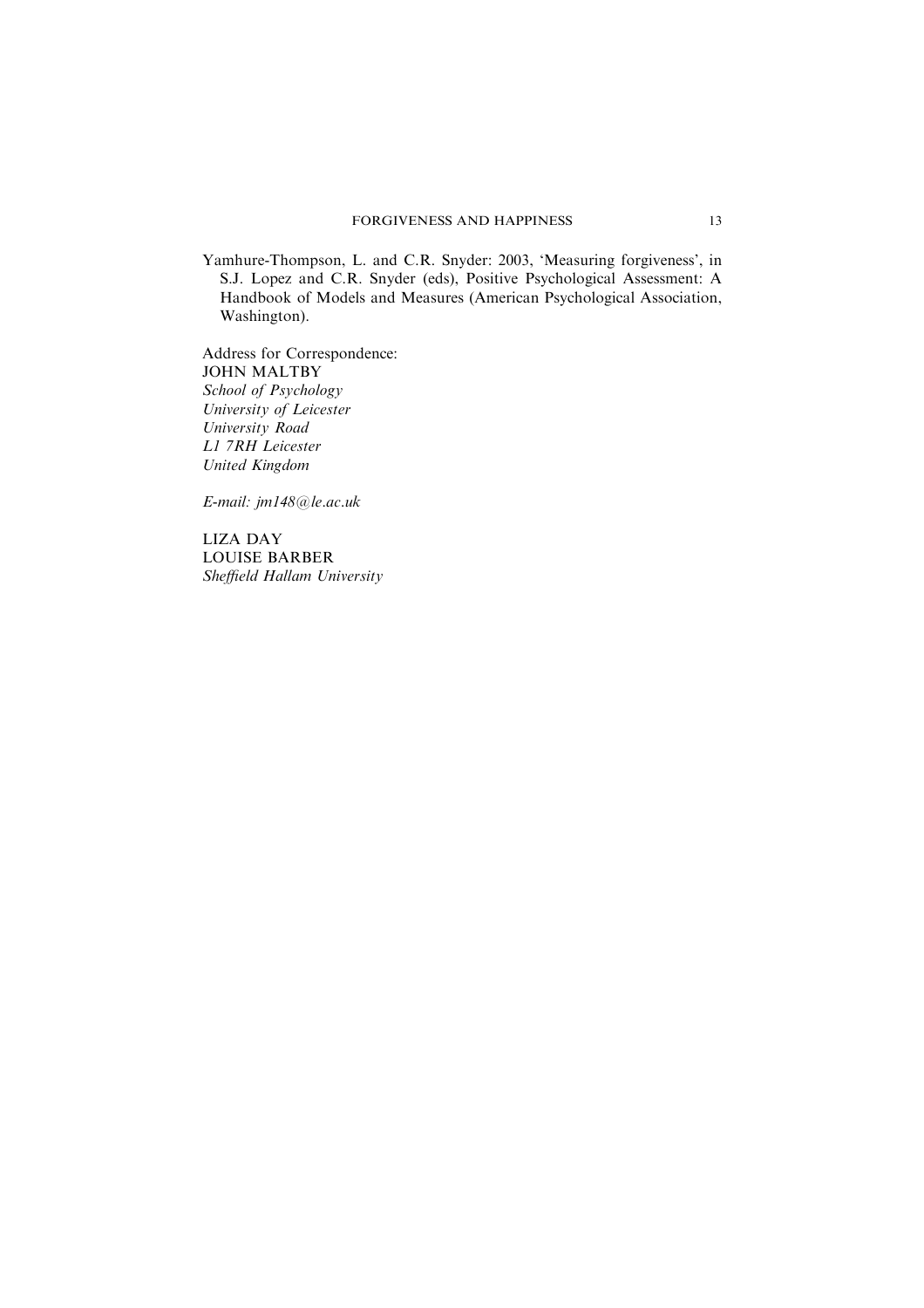Yamhure-Thompson, L. and C.R. Snyder: 2003, 'Measuring forgiveness', in S.J. Lopez and C.R. Snyder (eds), Positive Psychological Assessment: A Handbook of Models and Measures (American Psychological Association, Washington).

Address for Correspondence:
JOHN MALTBY
*School of Psychology*
*University of Leicester*
*University Road*
*L1 7RH Leicester*
*United Kingdom*

*E-mail: jm148@le.ac.uk*

LIZA DAY
LOUISE BARBER
*Sheffield Hallam University*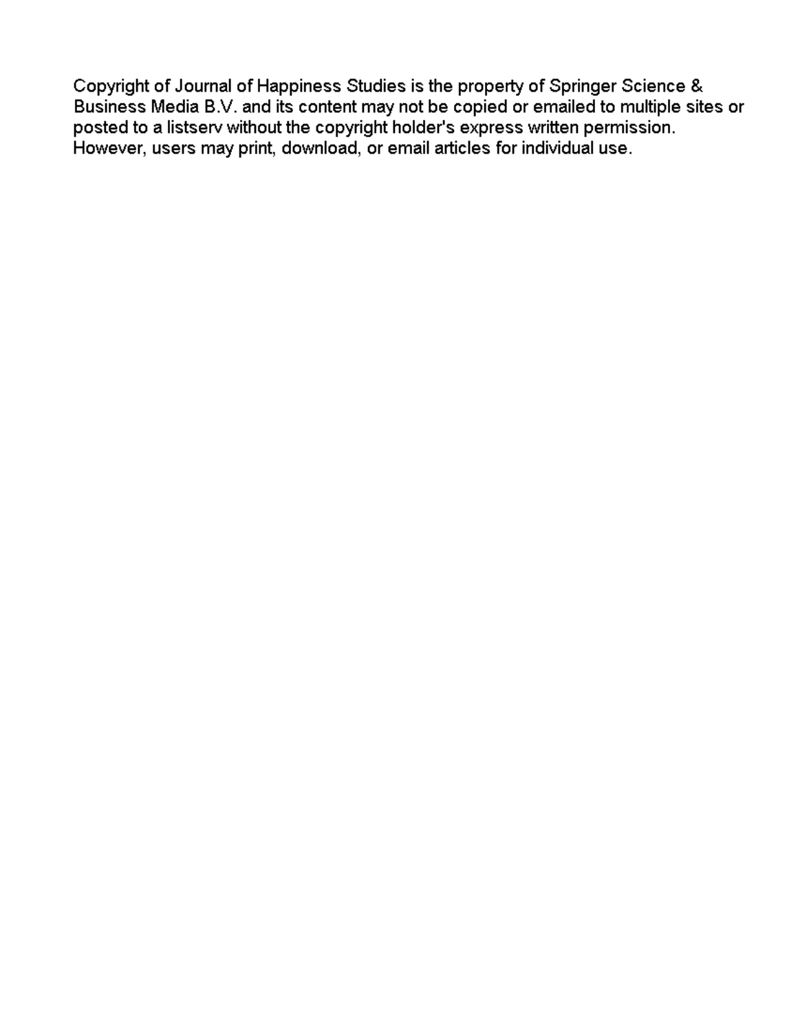Copyright of Journal of Happiness Studies is the property of Springer Science & Business Media B.V. and its content may not be copied or emailed to multiple sites or posted to a listserv without the copyright holder's express written permission. However, users may print, download, or email articles for individual use.